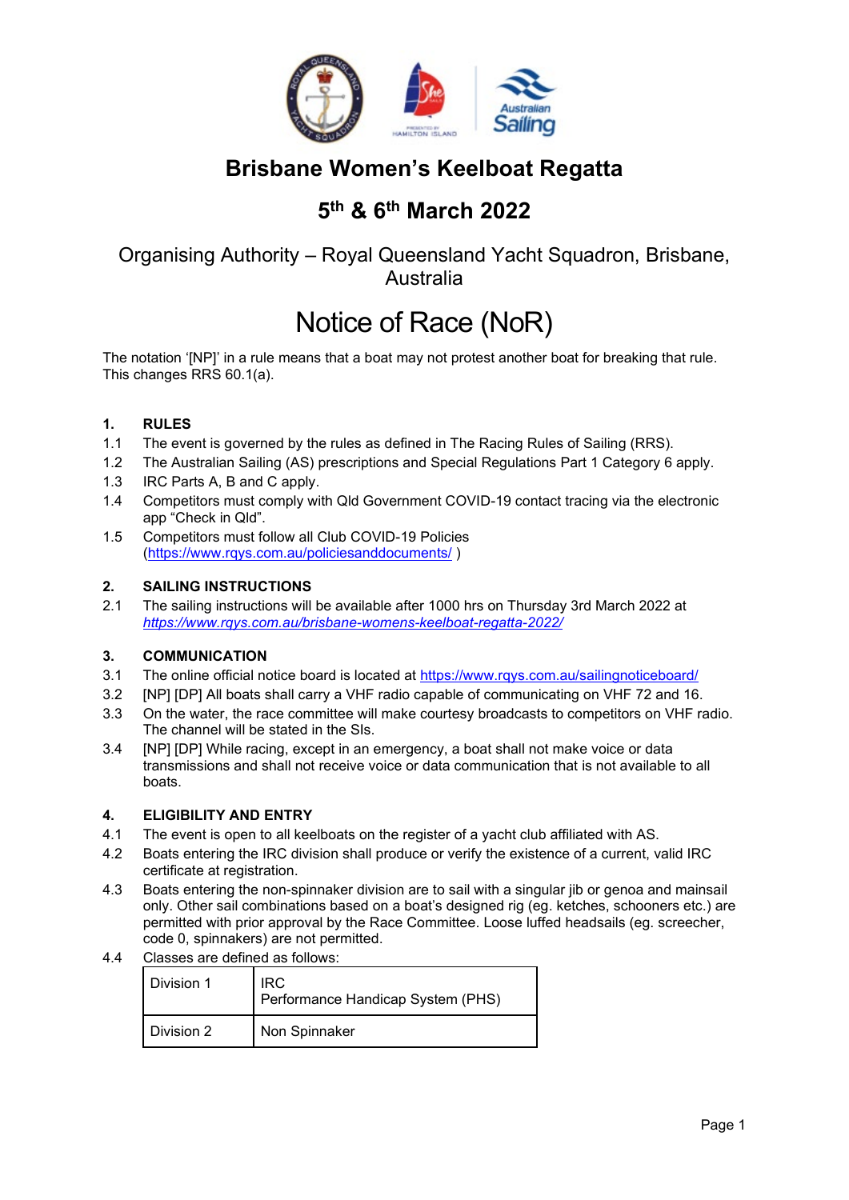# Brisbane Women's Keelboat Regatta

## 5th & 6th March 2022

### Organising Authority – Royal Queensland Yacht Squadron, Brisbane, Australia

# Notice of Race (NoR)

The notation '[NP]' in a rule means that a boat may not protest another boat for breaking that rule. This changes RRS 60.1(a).

**1. RULES**

1.1 The event is governed by the rules as defined in The Racing Rules of Sailing (RRS).

1.2 The Australian Sailing (AS) prescriptions and Special Regulations Part 1 Category 6 apply.

1.3 IRC Parts A, B and C apply.

1.4 Competitors must comply with Qld Government COVID-19 contact tracing via the electronic app "Check in Qld".

1.5 Competitors must follow all Club COVID-19 Policies (https://www.rqys.com.au/policiesanddocuments/ )

**2. SAILING INSTRUCTIONS**

2.1 The sailing instructions will be available after 1000 hrs on Thursday 3rd March 2022 at *https://www.rqys.com.au/brisbane-womens-keelboat-regatta-2022/*

**3. COMMUNICATION**

3.1 The online official notice board is located at https://www.rqys.com.au/sailingnoticeboard/

3.2 [NP] [DP] All boats shall carry a VHF radio capable of communicating on VHF 72 and 16.

3.3 On the water, the race committee will make courtesy broadcasts to competitors on VHF radio. The channel will be stated in the SIs.

3.4 [NP] [DP] While racing, except in an emergency, a boat shall not make voice or data transmissions and shall not receive voice or data communication that is not available to all boats.

**4. ELIGIBILITY AND ENTRY**

4.1 The event is open to all keelboats on the register of a yacht club affiliated with AS.

4.2 Boats entering the IRC division shall produce or verify the existence of a current, valid IRC certificate at registration.

4.3 Boats entering the non-spinnaker division are to sail with a singular jib or genoa and mainsail only. Other sail combinations based on a boat's designed rig (eg. ketches, schooners etc.) are permitted with prior approval by the Race Committee. Loose luffed headsails (eg. screecher, code 0, spinnakers) are not permitted.

4.4 Classes are defined as follows:

| | |
|---|---|
| Division 1 | IRC<br>Performance Handicap System (PHS) |
| Division 2 | Non Spinnaker |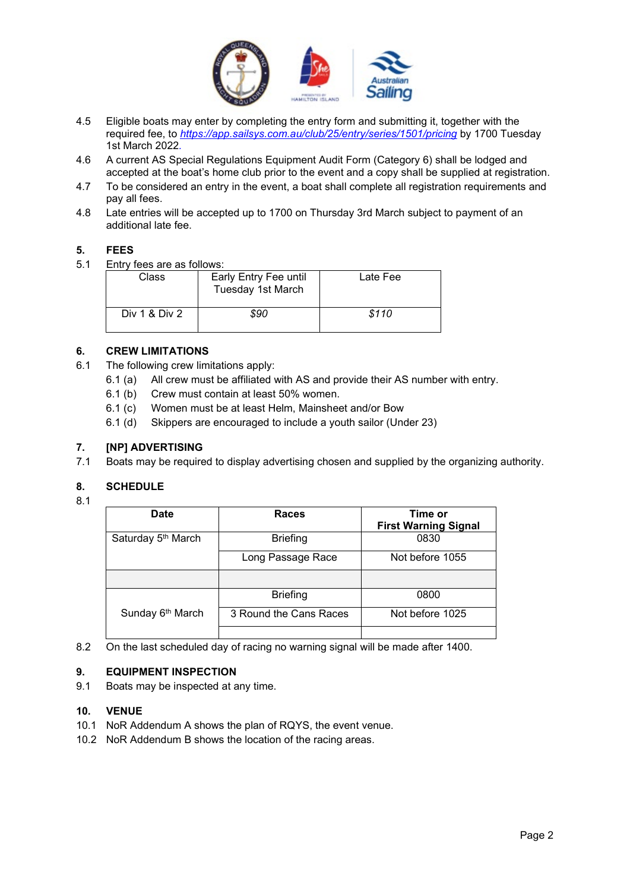4.5 Eligible boats may enter by completing the entry form and submitting it, together with the required fee, to *https://app.sailsys.com.au/club/25/entry/series/1501/pricing* by 1700 Tuesday 1st March 2022.

4.6 A current AS Special Regulations Equipment Audit Form (Category 6) shall be lodged and accepted at the boat's home club prior to the event and a copy shall be supplied at registration.

4.7 To be considered an entry in the event, a boat shall complete all registration requirements and pay all fees.

4.8 Late entries will be accepted up to 1700 on Thursday 3rd March subject to payment of an additional late fee.

## 5. FEES

5.1 Entry fees are as follows:

| Class | Early Entry Fee until Tuesday 1st March | Late Fee |
|---|---|---|
| Div 1 & Div 2 | *$90* | *$110* |

## 6. CREW LIMITATIONS

6.1 The following crew limitations apply:

- 6.1 (a) All crew must be affiliated with AS and provide their AS number with entry.
- 6.1 (b) Crew must contain at least 50% women.
- 6.1 (c) Women must be at least Helm, Mainsheet and/or Bow
- 6.1 (d) Skippers are encouraged to include a youth sailor (Under 23)

## 7. [NP] ADVERTISING

7.1 Boats may be required to display advertising chosen and supplied by the organizing authority.

## 8. SCHEDULE

8.1

| Date | Races | Time or First Warning Signal |
|---|---|---|
| Saturday 5th March | Briefing | 0830 |
| | Long Passage Race | Not before 1055 |
| | | |
| Sunday 6th March | Briefing | 0800 |
| | 3 Round the Cans Races | Not before 1025 |
| | | |

8.2 On the last scheduled day of racing no warning signal will be made after 1400.

## 9. EQUIPMENT INSPECTION

9.1 Boats may be inspected at any time.

## 10. VENUE

10.1 NoR Addendum A shows the plan of RQYS, the event venue.

10.2 NoR Addendum B shows the location of the racing areas.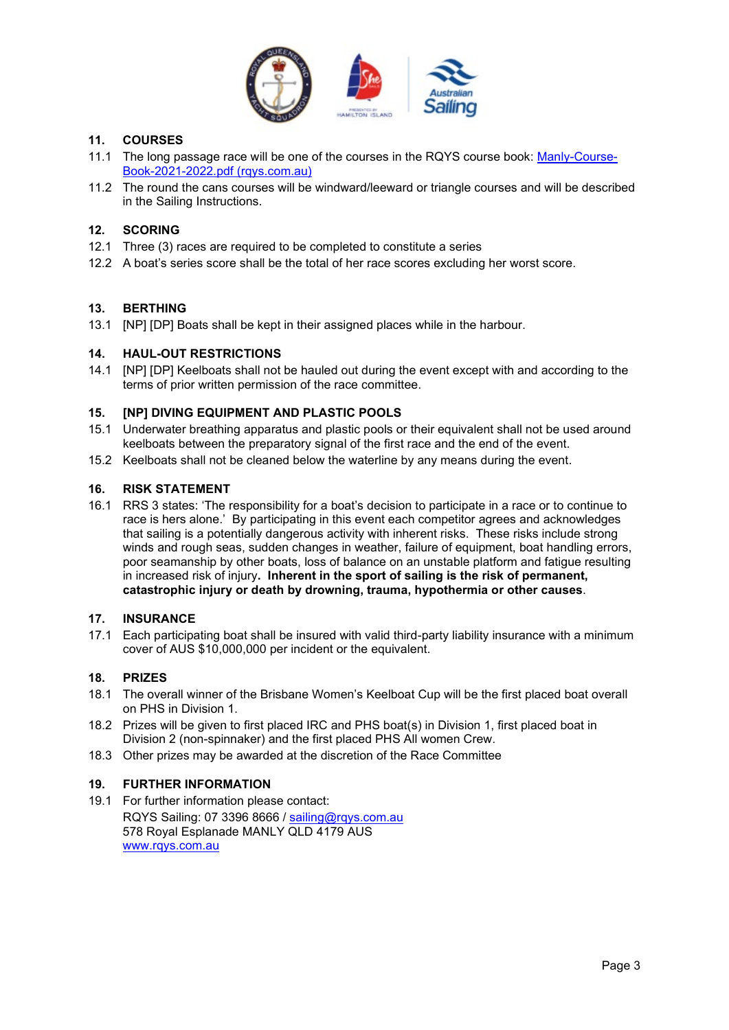## 11. COURSES

11.1 The long passage race will be one of the courses in the RQYS course book: [Manly-Course-Book-2021-2022.pdf (rqys.com.au)](Manly-Course-Book-2021-2022.pdf)

11.2 The round the cans courses will be windward/leeward or triangle courses and will be described in the Sailing Instructions.

## 12. SCORING

12.1 Three (3) races are required to be completed to constitute a series

12.2 A boat's series score shall be the total of her race scores excluding her worst score.

## 13. BERTHING

13.1 [NP] [DP] Boats shall be kept in their assigned places while in the harbour.

## 14. HAUL-OUT RESTRICTIONS

14.1 [NP] [DP] Keelboats shall not be hauled out during the event except with and according to the terms of prior written permission of the race committee.

## 15. [NP] DIVING EQUIPMENT AND PLASTIC POOLS

15.1 Underwater breathing apparatus and plastic pools or their equivalent shall not be used around keelboats between the preparatory signal of the first race and the end of the event.

15.2 Keelboats shall not be cleaned below the waterline by any means during the event.

## 16. RISK STATEMENT

16.1 RRS 3 states: 'The responsibility for a boat's decision to participate in a race or to continue to race is hers alone.' By participating in this event each competitor agrees and acknowledges that sailing is a potentially dangerous activity with inherent risks. These risks include strong winds and rough seas, sudden changes in weather, failure of equipment, boat handling errors, poor seamanship by other boats, loss of balance on an unstable platform and fatigue resulting in increased risk of injury**. Inherent in the sport of sailing is the risk of permanent, catastrophic injury or death by drowning, trauma, hypothermia or other causes**.

## 17. INSURANCE

17.1 Each participating boat shall be insured with valid third-party liability insurance with a minimum cover of AUS $10,000,000 per incident or the equivalent.

## 18. PRIZES

18.1 The overall winner of the Brisbane Women's Keelboat Cup will be the first placed boat overall on PHS in Division 1.

18.2 Prizes will be given to first placed IRC and PHS boat(s) in Division 1, first placed boat in Division 2 (non-spinnaker) and the first placed PHS All women Crew.

18.3 Other prizes may be awarded at the discretion of the Race Committee

## 19. FURTHER INFORMATION

19.1 For further information please contact:
RQYS Sailing: 07 3396 8666 / [sailing@rqys.com.au](mailto:sailing@rqys.com.au)
578 Royal Esplanade MANLY QLD 4179 AUS
[www.rqys.com.au](http://www.rqys.com.au)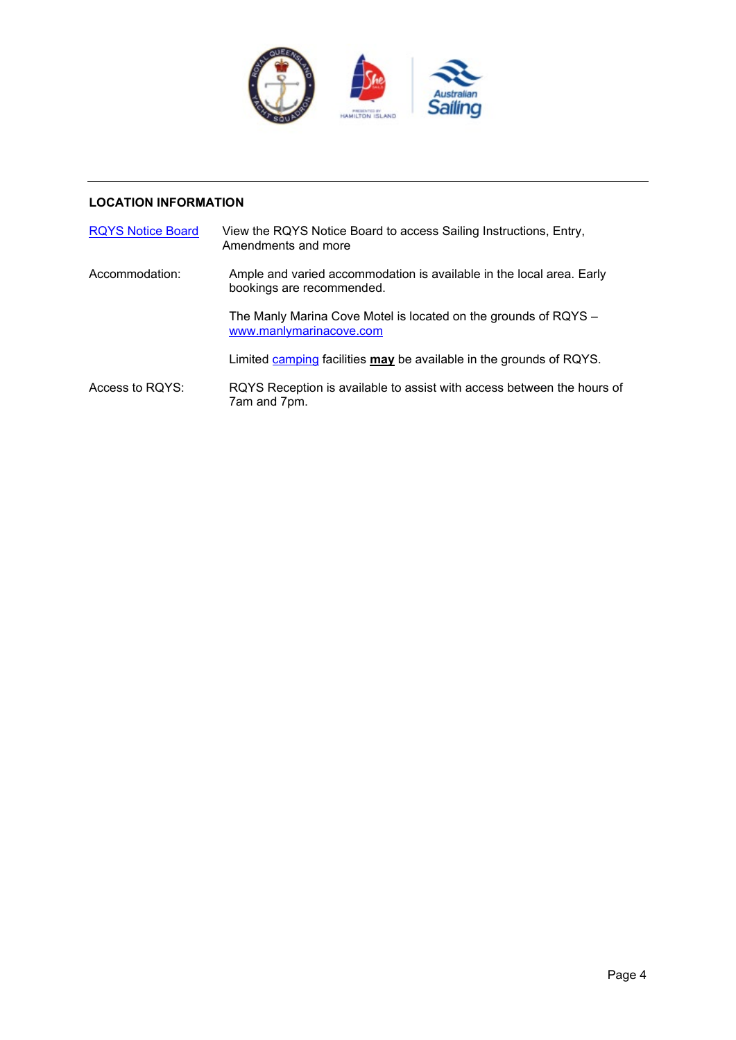## LOCATION INFORMATION

| | |
|---|---|
| RQYS Notice Board | View the RQYS Notice Board to access Sailing Instructions, Entry, Amendments and more |
| Accommodation: | Ample and varied accommodation is available in the local area. Early bookings are recommended. |
| | The Manly Marina Cove Motel is located on the grounds of RQYS – www.manlymarinacove.com |
| | Limited camping facilities **may** be available in the grounds of RQYS. |
| Access to RQYS: | RQYS Reception is available to assist with access between the hours of 7am and 7pm. |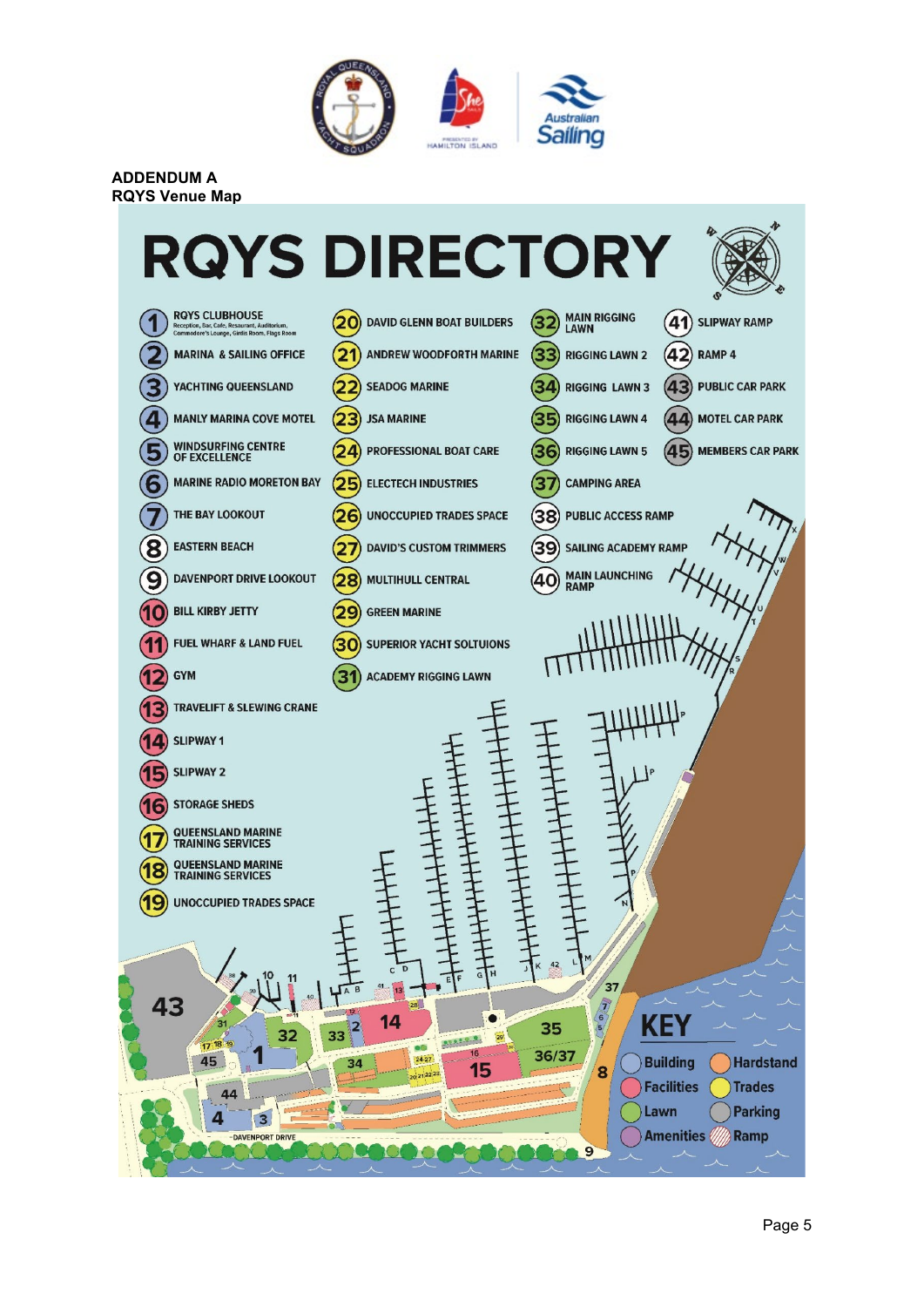**ADDENDUM A**
**RQYS Venue Map**

# RQYS DIRECTORY

1. RQYS CLUBHOUSE – Reception, Bar, Cafe, Resturant, Auditorium, Commodore's Lounge, Girdis Room, Flags Room
2. MARINA & SAILING OFFICE
3. YACHTING QUEENSLAND
4. MANLY MARINA COVE MOTEL
5. WINDSURFING CENTRE OF EXCELLENCE
6. MARINE RADIO MORETON BAY
7. THE BAY LOOKOUT
8. EASTERN BEACH
9. DAVENPORT DRIVE LOOKOUT
10. BILL KIRBY JETTY
11. FUEL WHARF & LAND FUEL
12. GYM
13. TRAVELIFT & SLEWING CRANE
14. SLIPWAY 1
15. SLIPWAY 2
16. STORAGE SHEDS
17. QUEENSLAND MARINE TRAINING SERVICES
18. QUEENSLAND MARINE TRAINING SERVICES
19. UNOCCUPIED TRADES SPACE
20. DAVID GLENN BOAT BUILDERS
21. ANDREW WOODFORTH MARINE
22. SEADOG MARINE
23. JSA MARINE
24. PROFESSIONAL BOAT CARE
25. ELECTECH INDUSTRIES
26. UNOCCUPIED TRADES SPACE
27. DAVID'S CUSTOM TRIMMERS
28. MULTIHULL CENTRAL
29. GREEN MARINE
30. SUPERIOR YACHT SOLTUIONS
31. ACADEMY RIGGING LAWN
32. MAIN RIGGING LAWN
33. RIGGING LAWN 2
34. RIGGING LAWN 3
35. RIGGING LAWN 4
36. RIGGING LAWN 5
37. CAMPING AREA
38. PUBLIC ACCESS RAMP
39. SAILING ACADEMY RAMP
40. MAIN LAUNCHING RAMP
41. SLIPWAY RAMP
42. RAMP 4
43. PUBLIC CAR PARK
44. MOTEL CAR PARK
45. MEMBERS CAR PARK

**KEY**

- Building
- Facilities
- Lawn
- Amenities
- Hardstand
- Trades
- Parking
- Ramp

DAVENPORT DRIVE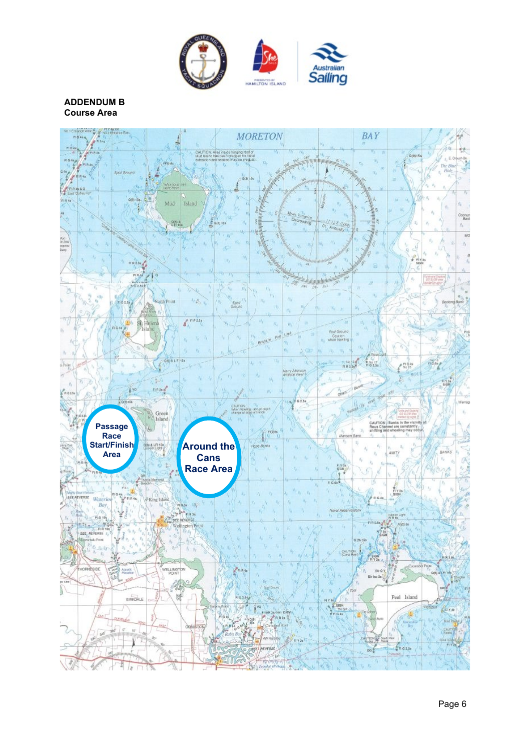**ADDENDUM B**
**Course Area**

Passage Race Start/Finish Area

Around the Cans Race Area